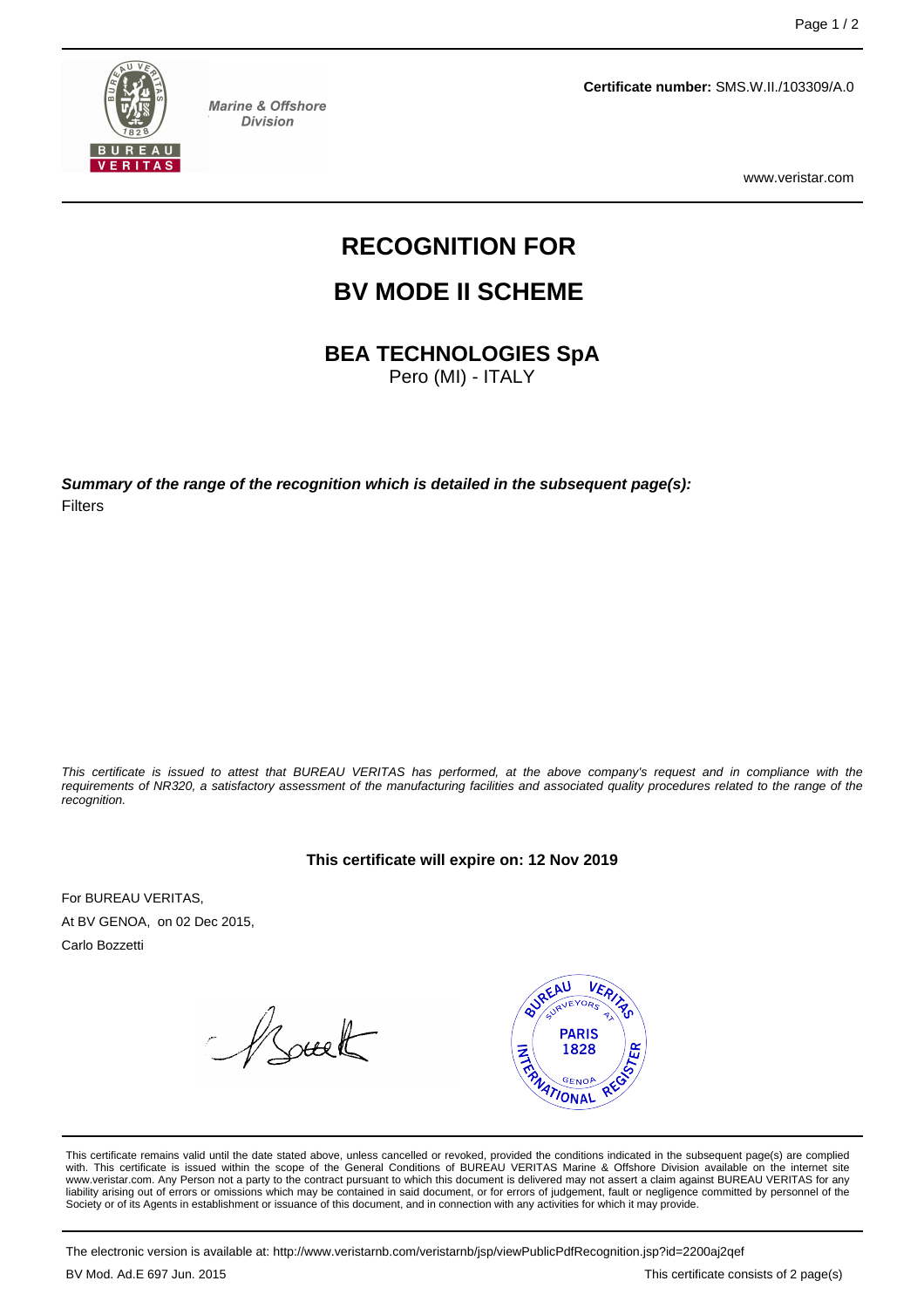Marine & Offshore Division

**Certificate number:** SMS.W.II./103309/A.0

www.veristar.com

# RECOGNITION FOR

# BV MODE II SCHEME

## BEA TECHNOLOGIES SpA

Pero (MI) - ITALY

***Summary of the range of the recognition which is detailed in the subsequent page(s):***

Filters

*This certificate is issued to attest that BUREAU VERITAS has performed, at the above company's request and in compliance with the requirements of NR320, a satisfactory assessment of the manufacturing facilities and associated quality procedures related to the range of the recognition.*

**This certificate will expire on: 12 Nov 2019**

For BUREAU VERITAS,

At BV GENOA, on 02 Dec 2015,

Carlo Bozzetti

BUREAU VERITAS SURVEYORS AT PARIS 1828 GENOA INTERNATIONAL REGISTER

This certificate remains valid until the date stated above, unless cancelled or revoked, provided the conditions indicated in the subsequent page(s) are complied with. This certificate is issued within the scope of the General Conditions of BUREAU VERITAS Marine & Offshore Division available on the internet site www.veristar.com. Any Person not a party to the contract pursuant to which this document is delivered may not assert a claim against BUREAU VERITAS for any liability arising out of errors or omissions which may be contained in said document, or for errors of judgement, fault or negligence committed by personnel of the Society or of its Agents in establishment or issuance of this document, and in connection with any activities for which it may provide.

The electronic version is available at: http://www.veristarnb.com/veristarnb/jsp/viewPublicPdfRecognition.jsp?id=2200aj2qef

BV Mod. Ad.E 697 Jun. 2015

This certificate consists of 2 page(s)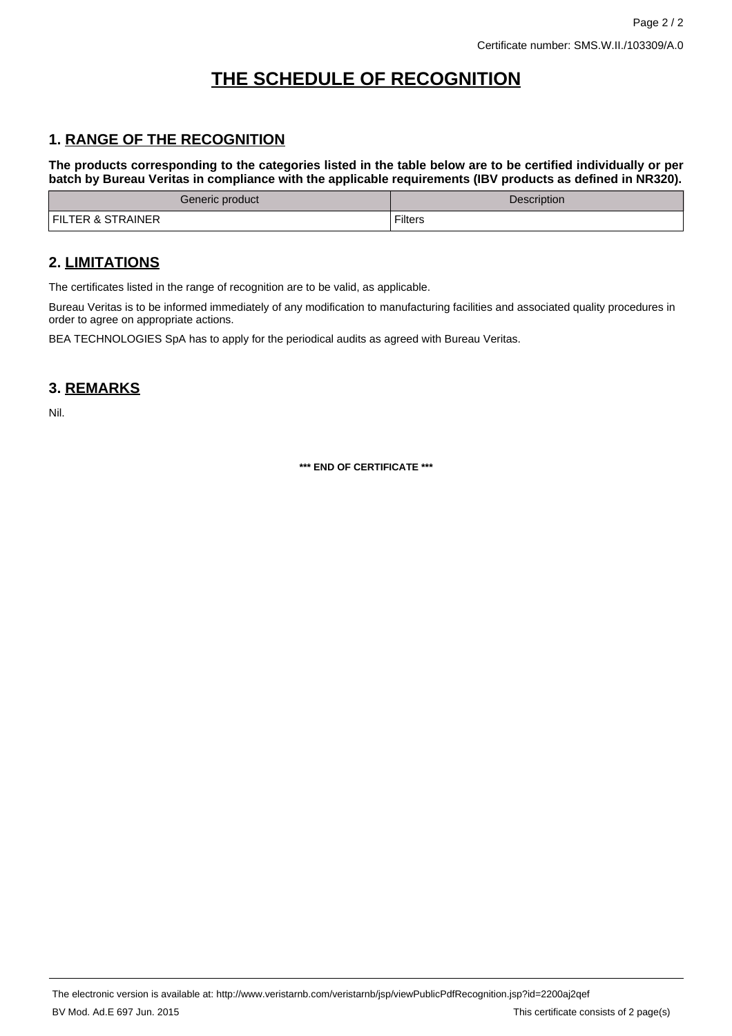# THE SCHEDULE OF RECOGNITION

## 1. RANGE OF THE RECOGNITION

**The products corresponding to the categories listed in the table below are to be certified individually or per batch by Bureau Veritas in compliance with the applicable requirements (IBV products as defined in NR320).**

| Generic product | Description |
| --- | --- |
| FILTER & STRAINER | Filters |

## 2. LIMITATIONS

The certificates listed in the range of recognition are to be valid, as applicable.

Bureau Veritas is to be informed immediately of any modification to manufacturing facilities and associated quality procedures in order to agree on appropriate actions.

BEA TECHNOLOGIES SpA has to apply for the periodical audits as agreed with Bureau Veritas.

## 3. REMARKS

Nil.

**\*\*\* END OF CERTIFICATE \*\*\***

The electronic version is available at: http://www.veristarnb.com/veristarnb/jsp/viewPublicPdfRecognition.jsp?id=2200aj2qef

BV Mod. Ad.E 697 Jun. 2015

This certificate consists of 2 page(s)